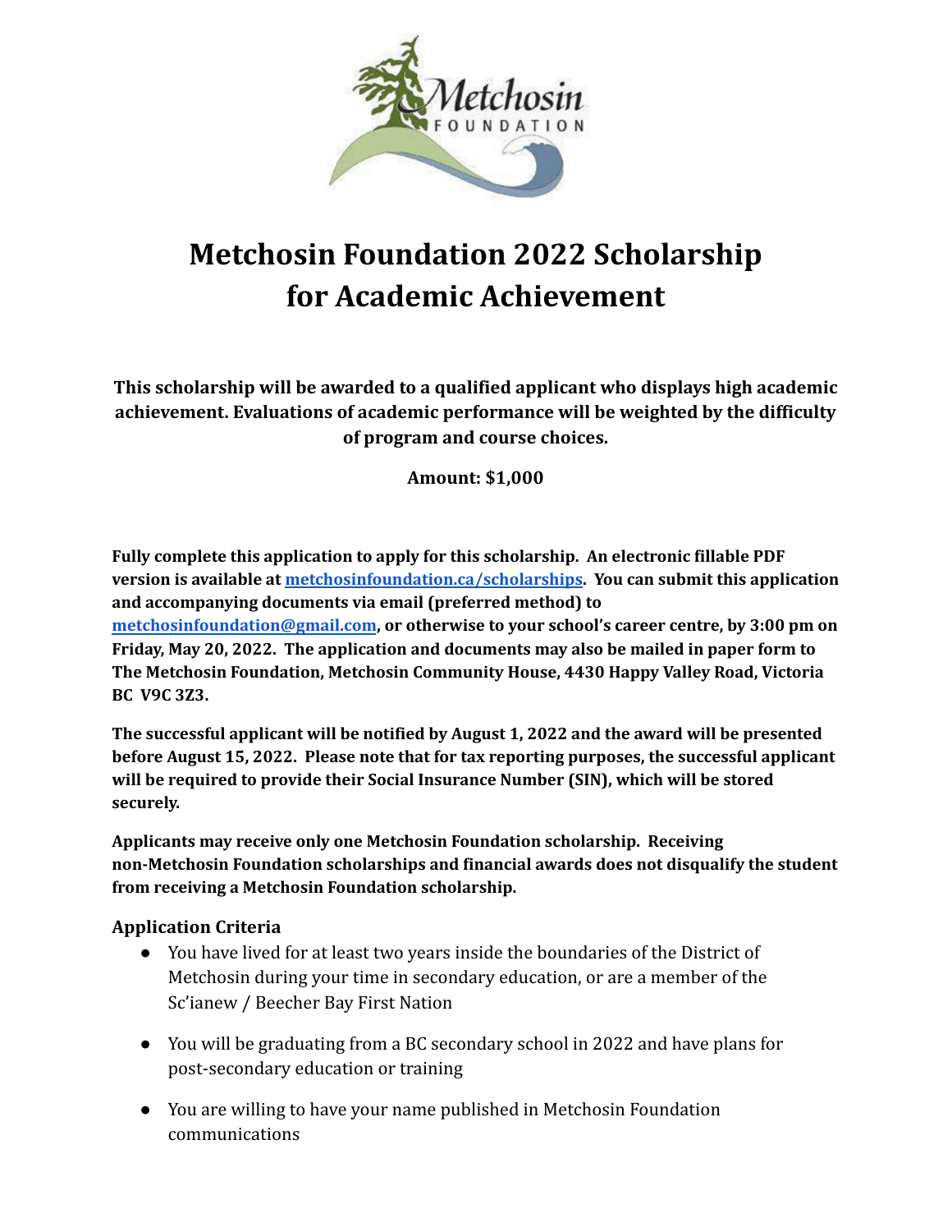# Metchosin Foundation 2022 Scholarship for Academic Achievement

**This scholarship will be awarded to a qualified applicant who displays high academic achievement. Evaluations of academic performance will be weighted by the difficulty of program and course choices.**

**Amount: $1,000**

**Fully complete this application to apply for this scholarship. An electronic fillable PDF version is available at [metchosinfoundation.ca/scholarships](metchosinfoundation.ca/scholarships). You can submit this application and accompanying documents via email (preferred method) to [metchosinfoundation@gmail.com](mailto:metchosinfoundation@gmail.com), or otherwise to your school's career centre, by 3:00 pm on Friday, May 20, 2022. The application and documents may also be mailed in paper form to The Metchosin Foundation, Metchosin Community House, 4430 Happy Valley Road, Victoria BC V9C 3Z3.**

**The successful applicant will be notified by August 1, 2022 and the award will be presented before August 15, 2022. Please note that for tax reporting purposes, the successful applicant will be required to provide their Social Insurance Number (SIN), which will be stored securely.**

**Applicants may receive only one Metchosin Foundation scholarship. Receiving non-Metchosin Foundation scholarships and financial awards does not disqualify the student from receiving a Metchosin Foundation scholarship.**

### Application Criteria

- You have lived for at least two years inside the boundaries of the District of Metchosin during your time in secondary education, or are a member of the Sc'ianew / Beecher Bay First Nation
- You will be graduating from a BC secondary school in 2022 and have plans for post-secondary education or training
- You are willing to have your name published in Metchosin Foundation communications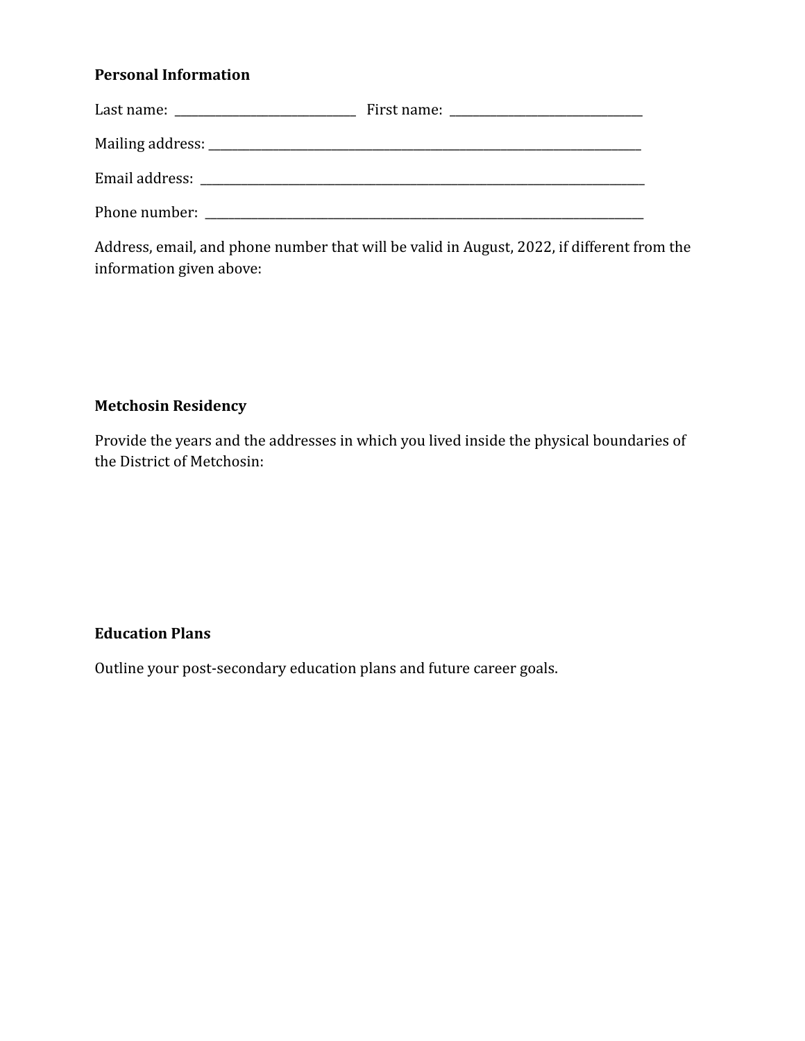**Personal Information**

Last name: ______________________________ First name: ________________________________

Mailing address: ________________________________________________________________________

Email address: __________________________________________________________________________

Phone number: __________________________________________________________________________

Address, email, and phone number that will be valid in August, 2022, if different from the information given above:

**Metchosin Residency**

Provide the years and the addresses in which you lived inside the physical boundaries of the District of Metchosin:

**Education Plans**

Outline your post-secondary education plans and future career goals.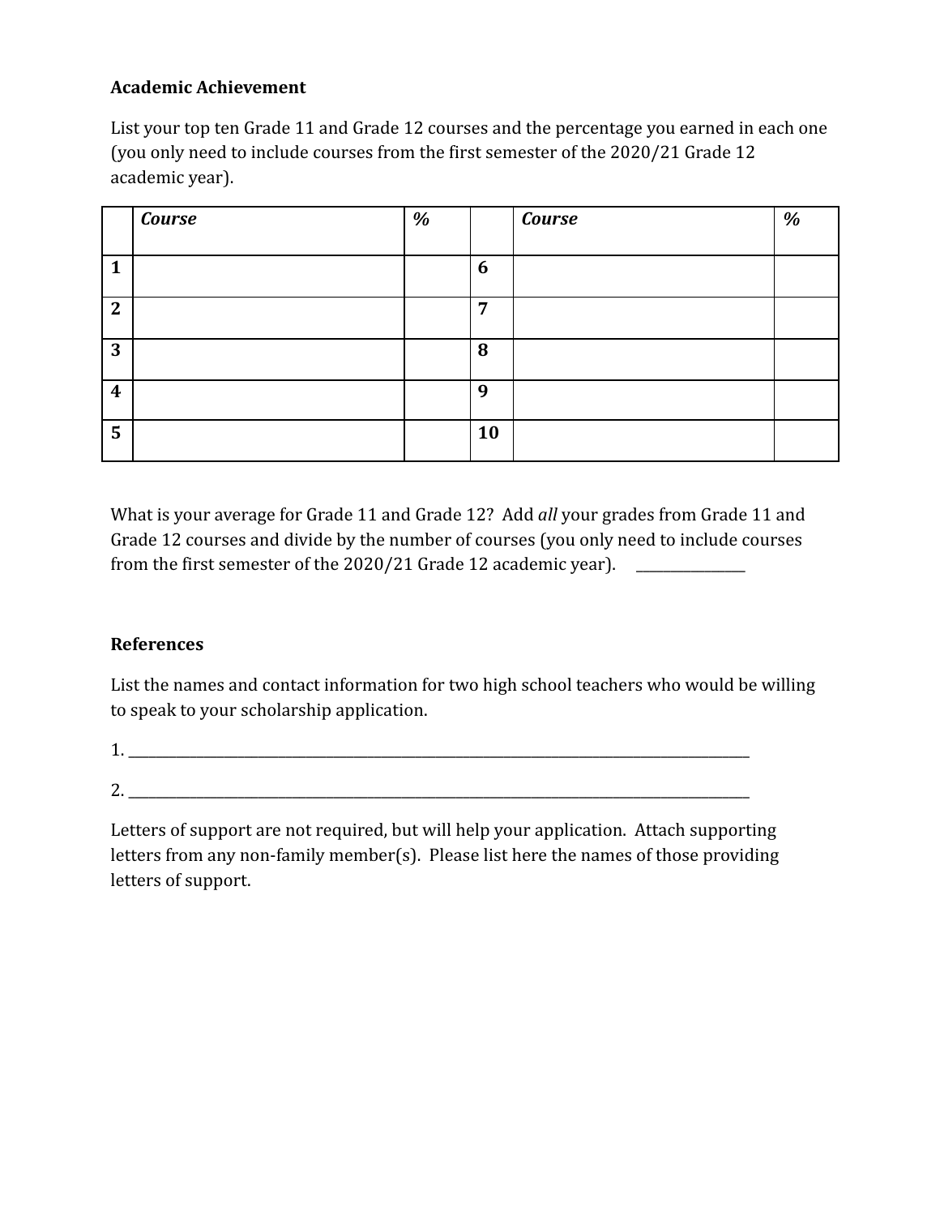**Academic Achievement**

List your top ten Grade 11 and Grade 12 courses and the percentage you earned in each one (you only need to include courses from the first semester of the 2020/21 Grade 12 academic year).

| | ***Course*** | ***%*** | | ***Course*** | ***%*** |
|---|---|---|---|---|---|
| **1** | | | **6** | | |
| **2** | | | **7** | | |
| **3** | | | **8** | | |
| **4** | | | **9** | | |
| **5** | | | **10** | | |

What is your average for Grade 11 and Grade 12? Add *all* your grades from Grade 11 and Grade 12 courses and divide by the number of courses (you only need to include courses from the first semester of the 2020/21 Grade 12 academic year). _______________

**References**

List the names and contact information for two high school teachers who would be willing to speak to your scholarship application.

1. ___________________________________________________________________________________

2. ___________________________________________________________________________________

Letters of support are not required, but will help your application. Attach supporting letters from any non-family member(s). Please list here the names of those providing letters of support.